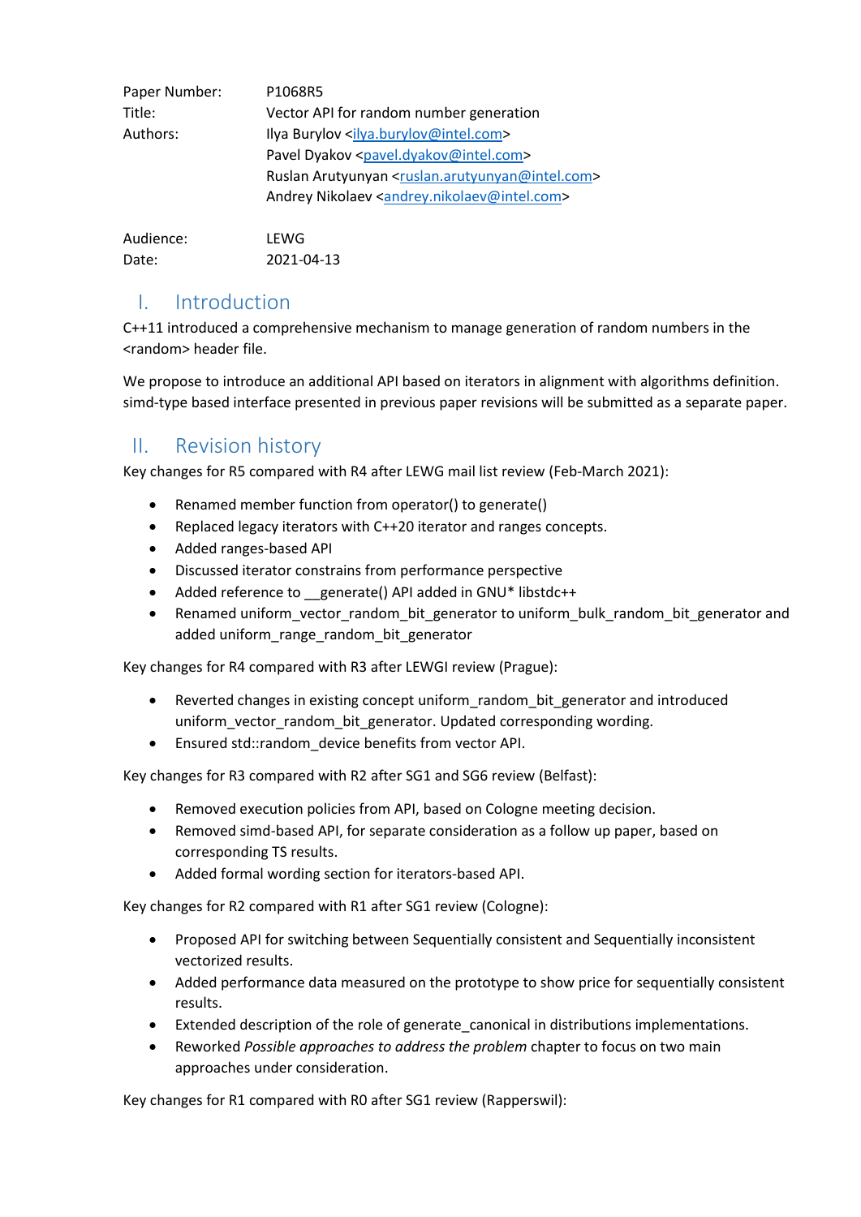|  |  |
|---|---|
| Paper Number: | P1068R5 |
| Title: | Vector API for random number generation |
| Authors: | Ilya Burylov <ilya.burylov@intel.com> |
|  | Pavel Dyakov <pavel.dyakov@intel.com> |
|  | Ruslan Arutyunyan <ruslan.arutyunyan@intel.com> |
|  | Andrey Nikolaev <andrey.nikolaev@intel.com> |
| Audience: | LEWG |
| Date: | 2021-04-13 |

# I. Introduction

C++11 introduced a comprehensive mechanism to manage generation of random numbers in the <random> header file.

We propose to introduce an additional API based on iterators in alignment with algorithms definition. simd-type based interface presented in previous paper revisions will be submitted as a separate paper.

# II. Revision history

Key changes for R5 compared with R4 after LEWG mail list review (Feb-March 2021):

- Renamed member function from operator() to generate()
- Replaced legacy iterators with C++20 iterator and ranges concepts.
- Added ranges-based API
- Discussed iterator constrains from performance perspective
- Added reference to __generate() API added in GNU* libstdc++
- Renamed uniform_vector_random_bit_generator to uniform_bulk_random_bit_generator and added uniform_range_random_bit_generator

Key changes for R4 compared with R3 after LEWGI review (Prague):

- Reverted changes in existing concept uniform_random_bit_generator and introduced uniform_vector_random_bit_generator. Updated corresponding wording.
- Ensured std::random_device benefits from vector API.

Key changes for R3 compared with R2 after SG1 and SG6 review (Belfast):

- Removed execution policies from API, based on Cologne meeting decision.
- Removed simd-based API, for separate consideration as a follow up paper, based on corresponding TS results.
- Added formal wording section for iterators-based API.

Key changes for R2 compared with R1 after SG1 review (Cologne):

- Proposed API for switching between Sequentially consistent and Sequentially inconsistent vectorized results.
- Added performance data measured on the prototype to show price for sequentially consistent results.
- Extended description of the role of generate_canonical in distributions implementations.
- Reworked *Possible approaches to address the problem* chapter to focus on two main approaches under consideration.

Key changes for R1 compared with R0 after SG1 review (Rapperswil):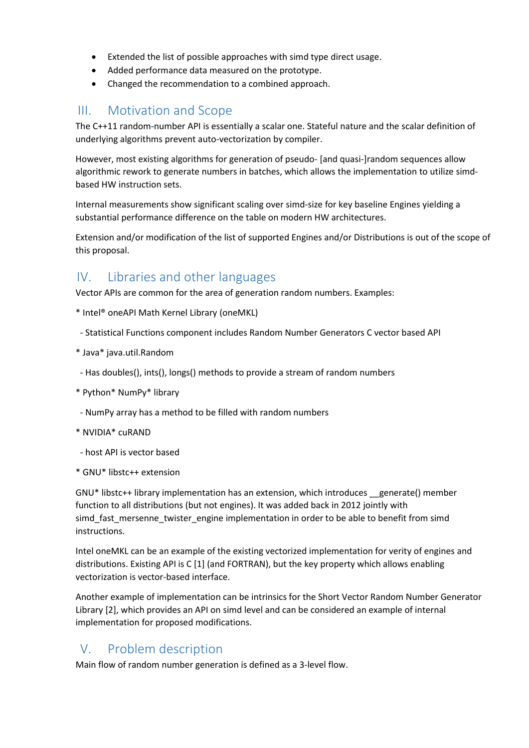- Extended the list of possible approaches with simd type direct usage.
- Added performance data measured on the prototype.
- Changed the recommendation to a combined approach.

## III. Motivation and Scope

The C++11 random-number API is essentially a scalar one. Stateful nature and the scalar definition of underlying algorithms prevent auto-vectorization by compiler.

However, most existing algorithms for generation of pseudo- [and quasi-]random sequences allow algorithmic rework to generate numbers in batches, which allows the implementation to utilize simd-based HW instruction sets.

Internal measurements show significant scaling over simd-size for key baseline Engines yielding a substantial performance difference on the table on modern HW architectures.

Extension and/or modification of the list of supported Engines and/or Distributions is out of the scope of this proposal.

## IV. Libraries and other languages

Vector APIs are common for the area of generation random numbers. Examples:

* Intel® oneAPI Math Kernel Library (oneMKL)

 - Statistical Functions component includes Random Number Generators C vector based API

* Java* java.util.Random

 - Has doubles(), ints(), longs() methods to provide a stream of random numbers

* Python* NumPy* library

 - NumPy array has a method to be filled with random numbers

* NVIDIA* cuRAND

 - host API is vector based

* GNU* libstc++ extension

GNU* libstc++ library implementation has an extension, which introduces __generate() member function to all distributions (but not engines). It was added back in 2012 jointly with simd_fast_mersenne_twister_engine implementation in order to be able to benefit from simd instructions.

Intel oneMKL can be an example of the existing vectorized implementation for verity of engines and distributions. Existing API is C [1] (and FORTRAN), but the key property which allows enabling vectorization is vector-based interface.

Another example of implementation can be intrinsics for the Short Vector Random Number Generator Library [2], which provides an API on simd level and can be considered an example of internal implementation for proposed modifications.

## V. Problem description

Main flow of random number generation is defined as a 3-level flow.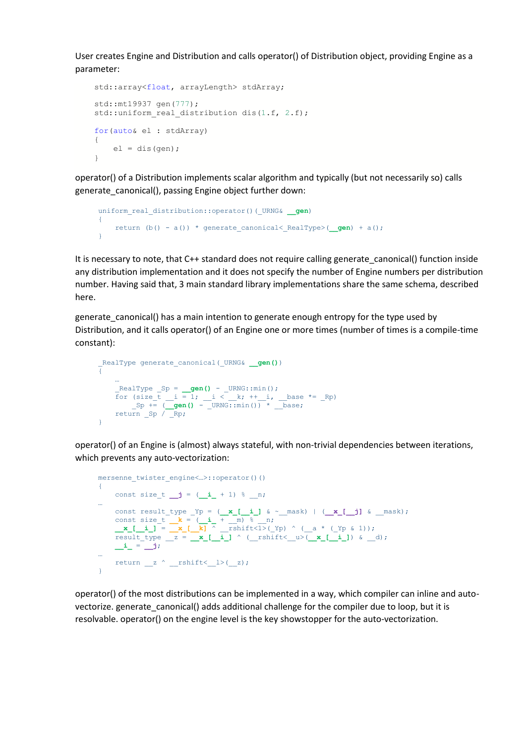User creates Engine and Distribution and calls operator() of Distribution object, providing Engine as a parameter:

```
std::array<float, arrayLength> stdArray;

std::mt19937 gen(777);
std::uniform_real_distribution dis(1.f, 2.f);

for(auto& el : stdArray)
{
    el = dis(gen);
}
```

operator() of a Distribution implements scalar algorithm and typically (but not necessarily so) calls generate_canonical(), passing Engine object further down:

```
uniform_real_distribution::operator()(_URNG& __gen)
{
    return (b() - a()) * generate_canonical<_RealType>(__gen) + a();
}
```

It is necessary to note, that C++ standard does not require calling generate_canonical() function inside any distribution implementation and it does not specify the number of Engine numbers per distribution number. Having said that, 3 main standard library implementations share the same schema, described here.

generate_canonical() has a main intention to generate enough entropy for the type used by Distribution, and it calls operator() of an Engine one or more times (number of times is a compile-time constant):

```
_RealType generate_canonical(_URNG& __gen())
{
    …
    _RealType _Sp = __gen() - _URNG::min();
    for (size_t __i = 1; __i < __k; ++__i, __base *= _Rp)
        _Sp += (__gen() - _URNG::min()) * __base;
    return _Sp / _Rp;
}
```

operator() of an Engine is (almost) always stateful, with non-trivial dependencies between iterations, which prevents any auto-vectorization:

```
mersenne_twister_engine<…>::operator()()
{
    const size_t __j = (__i_ + 1) % __n;
…
    const result_type _Yp = (__x_[__i_] & ~__mask) | (__x_[__j] & __mask);
    const size_t __k = (__i_ + __m) % __n;
    __x_[__i_] = __x_[__k] ^ __rshift<1>(_Yp) ^ (__a * (_Yp & 1));
    result_type __z = __x_[__i_] ^ (__rshift<__u>(__x_[__i_]) & __d);
    __i_ = __j;
…
    return __z ^ __rshift<__l>(__z);
}
```

operator() of the most distributions can be implemented in a way, which compiler can inline and auto-vectorize. generate_canonical() adds additional challenge for the compiler due to loop, but it is resolvable. operator() on the engine level is the key showstopper for the auto-vectorization.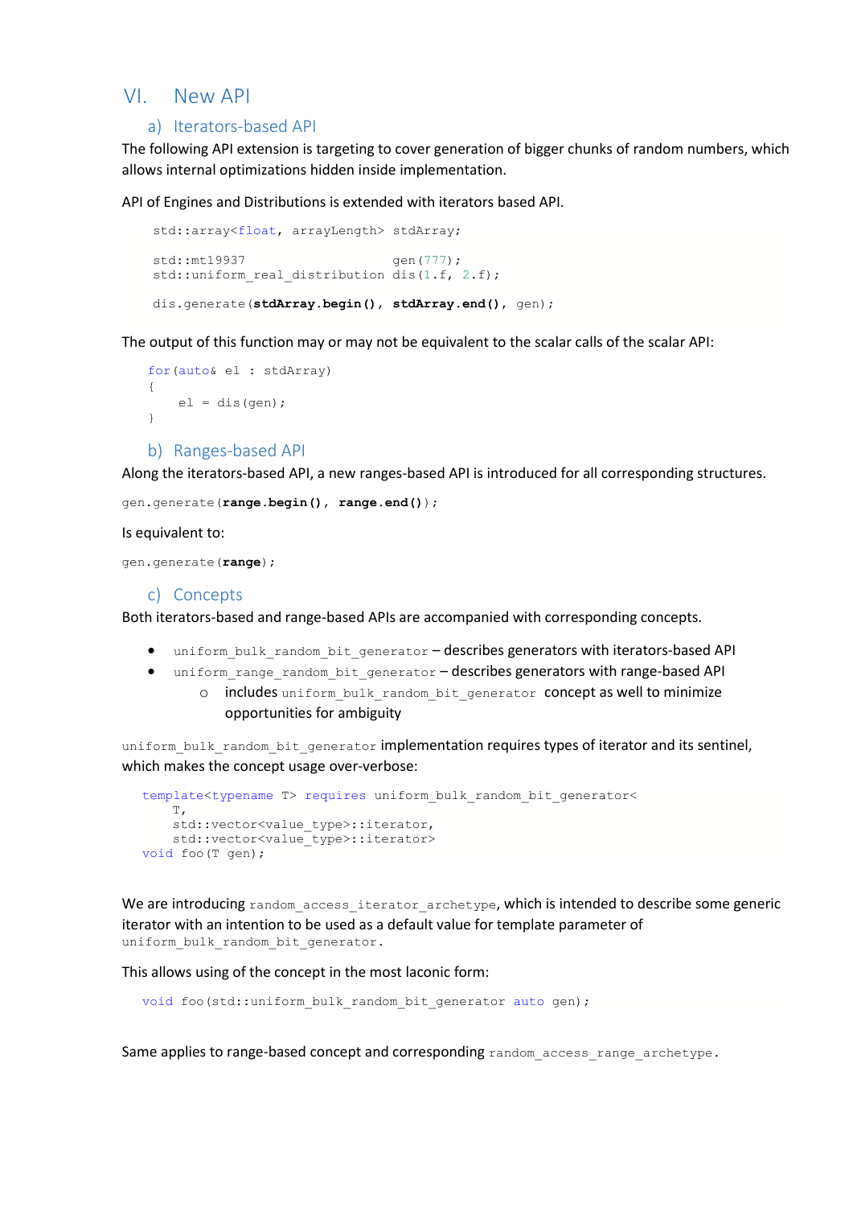# VI. New API

## a) Iterators-based API

The following API extension is targeting to cover generation of bigger chunks of random numbers, which allows internal optimizations hidden inside implementation.

API of Engines and Distributions is extended with iterators based API.

```
std::array<float, arrayLength> stdArray;

std::mt19937                    gen(777);
std::uniform_real_distribution dis(1.f, 2.f);

dis.generate(stdArray.begin(), stdArray.end(), gen);
```

The output of this function may or may not be equivalent to the scalar calls of the scalar API:

```
for(auto& el : stdArray)
{
    el = dis(gen);
}
```

## b) Ranges-based API

Along the iterators-based API, a new ranges-based API is introduced for all corresponding structures.

```
gen.generate(range.begin(), range.end());
```

Is equivalent to:

```
gen.generate(range);
```

## c) Concepts

Both iterators-based and range-based APIs are accompanied with corresponding concepts.

- `uniform_bulk_random_bit_generator` – describes generators with iterators-based API
- `uniform_range_random_bit_generator` – describes generators with range-based API
  - includes `uniform_bulk_random_bit_generator` concept as well to minimize opportunities for ambiguity

`uniform_bulk_random_bit_generator` implementation requires types of iterator and its sentinel, which makes the concept usage over-verbose:

```
template<typename T> requires uniform_bulk_random_bit_generator<
    T,
    std::vector<value_type>::iterator,
    std::vector<value_type>::iterator>
void foo(T gen);
```

We are introducing `random_access_iterator_archetype`, which is intended to describe some generic iterator with an intention to be used as a default value for template parameter of `uniform_bulk_random_bit_generator`.

This allows using of the concept in the most laconic form:

```
void foo(std::uniform_bulk_random_bit_generator auto gen);
```

Same applies to range-based concept and corresponding `random_access_range_archetype`.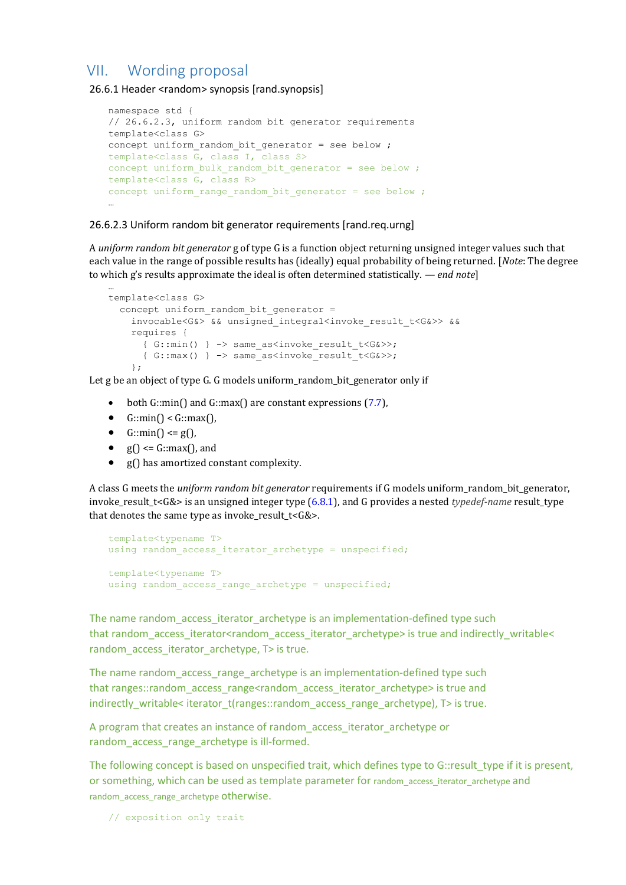# VII. Wording proposal

26.6.1 Header <random> synopsis [rand.synopsis]

```
namespace std {
// 26.6.2.3, uniform random bit generator requirements
template<class G>
concept uniform_random_bit_generator = see below ;
template<class G, class I, class S>
concept uniform_bulk_random_bit_generator = see below ;
template<class G, class R>
concept uniform_range_random_bit_generator = see below ;
…
```

26.6.2.3 Uniform random bit generator requirements [rand.req.urng]

A *uniform random bit generator* g of type G is a function object returning unsigned integer values such that each value in the range of possible results has (ideally) equal probability of being returned. [*Note*: The degree to which g's results approximate the ideal is often determined statistically. — *end note*]

```
…
template<class G>
  concept uniform_random_bit_generator =
    invocable<G&> && unsigned_integral<invoke_result_t<G&>> &&
    requires {
      { G::min() } -> same_as<invoke_result_t<G&>>;
      { G::max() } -> same_as<invoke_result_t<G&>>;
    };
```

Let g be an object of type G. G models uniform_random_bit_generator only if

- both G::min() and G::max() are constant expressions (7.7),
- G::min() < G::max(),
- G::min() <= g(),
- g() <= G::max(), and
- g() has amortized constant complexity.

A class G meets the *uniform random bit generator* requirements if G models uniform_random_bit_generator, invoke_result_t<G&> is an unsigned integer type (6.8.1), and G provides a nested *typedef-name* result_type that denotes the same type as invoke_result_t<G&>.

```
template<typename T>
using random_access_iterator_archetype = unspecified;

template<typename T>
using random_access_range_archetype = unspecified;
```

The name random_access_iterator_archetype is an implementation-defined type such that random_access_iterator<random_access_iterator_archetype> is true and indirectly_writable< random_access_iterator_archetype, T> is true.

The name random_access_range_archetype is an implementation-defined type such that ranges::random_access_range<random_access_iterator_archetype> is true and indirectly_writable< iterator_t(ranges::random_access_range_archetype), T> is true.

A program that creates an instance of random_access_iterator_archetype or random_access_range_archetype is ill-formed.

The following concept is based on unspecified trait, which defines type to G::result_type if it is present, or something, which can be used as template parameter for random_access_iterator_archetype and random_access_range_archetype otherwise.

```
// exposition only trait
```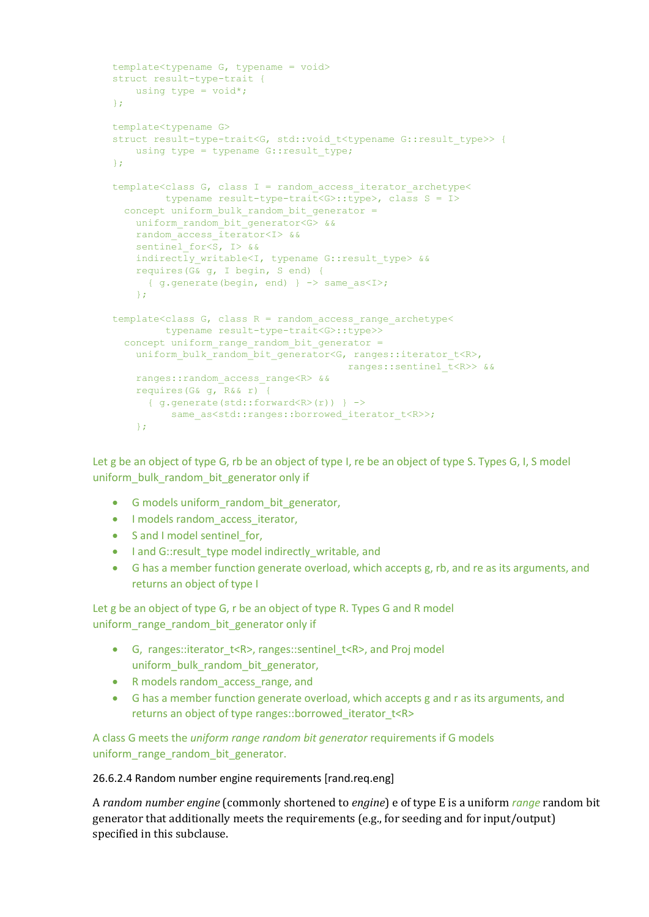```
template<typename G, typename = void>
struct result-type-trait {
    using type = void*;
};

template<typename G>
struct result-type-trait<G, std::void_t<typename G::result_type>> {
    using type = typename G::result_type;
};

template<class G, class I = random_access_iterator_archetype<
         typename result-type-trait<G>::type>, class S = I>
  concept uniform_bulk_random_bit_generator =
    uniform_random_bit_generator<G> &&
    random_access_iterator<I> &&
    sentinel_for<S, I> &&
    indirectly_writable<I, typename G::result_type> &&
    requires(G& g, I begin, S end) {
      { g.generate(begin, end) } -> same_as<I>;
    };

template<class G, class R = random_access_range_archetype<
         typename result-type-trait<G>::type>>
  concept uniform_range_random_bit_generator =
    uniform_bulk_random_bit_generator<G, ranges::iterator_t<R>,
                                         ranges::sentinel_t<R>> &&
    ranges::random_access_range<R> &&
    requires(G& g, R&& r) {
      { g.generate(std::forward<R>(r)) } ->
          same_as<std::ranges::borrowed_iterator_t<R>>;
    };
```

Let g be an object of type G, rb be an object of type I, re be an object of type S. Types G, I, S model uniform_bulk_random_bit_generator only if

- G models uniform_random_bit_generator,
- I models random_access_iterator,
- S and I model sentinel_for,
- I and G::result_type model indirectly_writable, and
- G has a member function generate overload, which accepts g, rb, and re as its arguments, and returns an object of type I

Let g be an object of type G, r be an object of type R. Types G and R model uniform_range_random_bit_generator only if

- G, ranges::iterator_t<R>, ranges::sentinel_t<R>, and Proj model uniform_bulk_random_bit_generator,
- R models random_access_range, and
- G has a member function generate overload, which accepts g and r as its arguments, and returns an object of type ranges::borrowed_iterator_t<R>

A class G meets the *uniform range random bit generator* requirements if G models uniform_range_random_bit_generator.

26.6.2.4 Random number engine requirements [rand.req.eng]

A *random number engine* (commonly shortened to *engine*) e of type E is a uniform *range* random bit generator that additionally meets the requirements (e.g., for seeding and for input/output) specified in this subclause.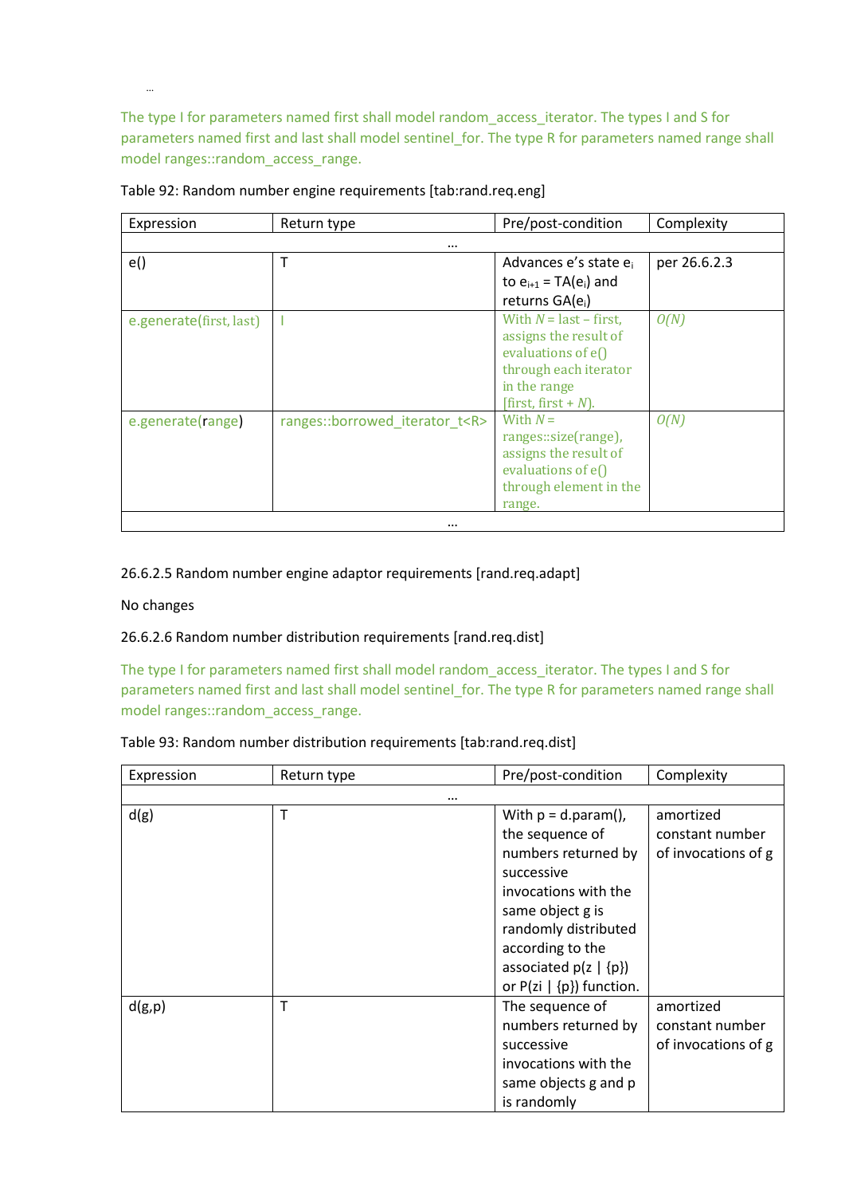…

The type I for parameters named first shall model random_access_iterator. The types I and S for parameters named first and last shall model sentinel_for. The type R for parameters named range shall model ranges::random_access_range.

Table 92: Random number engine requirements [tab:rand.req.eng]

| Expression | Return type | Pre/post-condition | Complexity |
|---|---|---|---|
| … | | | |
| e() | T | Advances e's state $e_i$ to $e_{i+1}$ = TA($e_i$) and returns GA($e_i$) | per 26.6.2.3 |
| e.generate(first, last) | I | With $N$ = last – first, assigns the result of evaluations of e() through each iterator in the range [first, first + $N$). | $O(N)$ |
| e.generate(range) | ranges::borrowed_iterator_t<R> | With $N$ = ranges::size(range), assigns the result of evaluations of e() through element in the range. | $O(N)$ |
| … | | | |

26.6.2.5 Random number engine adaptor requirements [rand.req.adapt]

No changes

26.6.2.6 Random number distribution requirements [rand.req.dist]

The type I for parameters named first shall model random_access_iterator. The types I and S for parameters named first and last shall model sentinel_for. The type R for parameters named range shall model ranges::random_access_range.

Table 93: Random number distribution requirements [tab:rand.req.dist]

| Expression | Return type | Pre/post-condition | Complexity |
|---|---|---|---|
| … | | | |
| d(g) | T | With p = d.param(), the sequence of numbers returned by successive invocations with the same object g is randomly distributed according to the associated p(z \| {p}) or P(zi \| {p}) function. | amortized constant number of invocations of g |
| d(g,p) | T | The sequence of numbers returned by successive invocations with the same objects g and p is randomly | amortized constant number of invocations of g |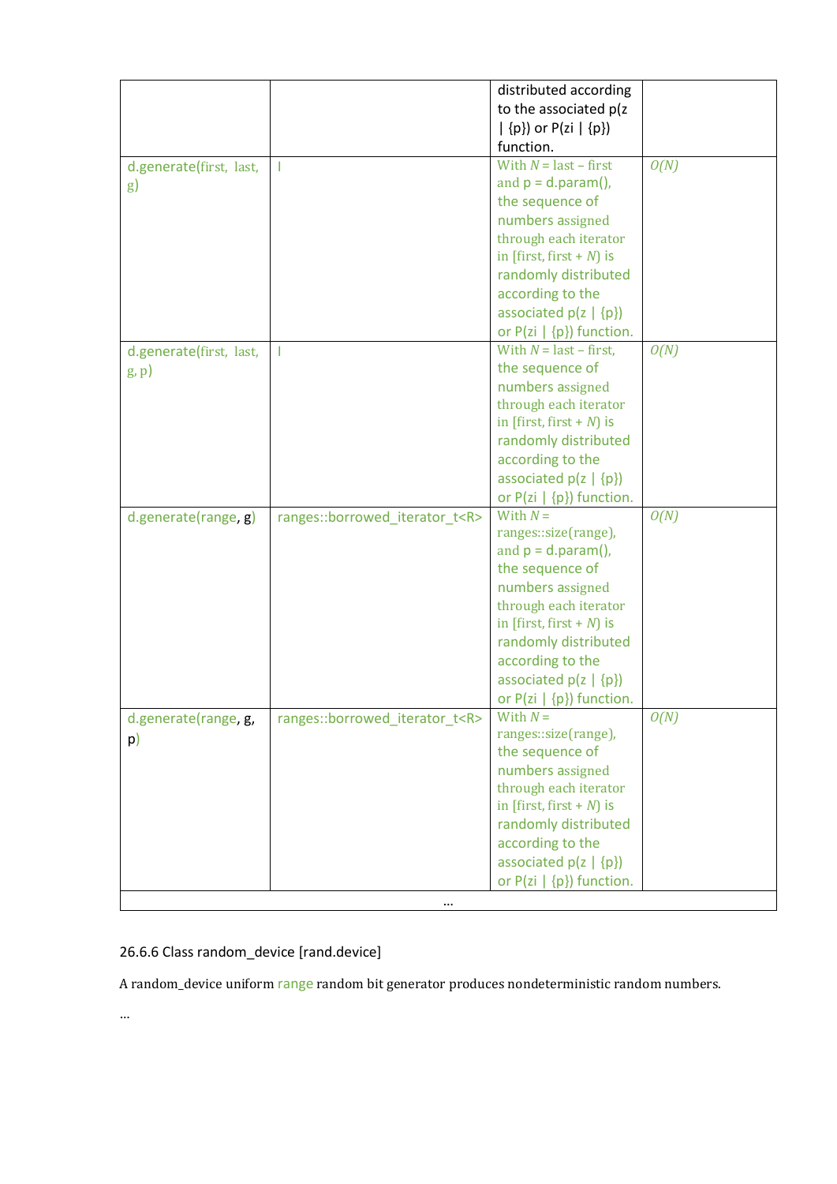| | | | |
|---|---|---|---|
| | | distributed according to the associated p(z \| {p}) or P(zi \| {p}) function. | |
| d.generate(first, last, g) | I | With $N$ = last – first and p = d.param(), the sequence of numbers assigned through each iterator in [first, first + $N$) is randomly distributed according to the associated p(z \| {p}) or P(zi \| {p}) function. | $O(N)$ |
| d.generate(first, last, g, p) | I | With $N$ = last – first, the sequence of numbers assigned through each iterator in [first, first + $N$) is randomly distributed according to the associated p(z \| {p}) or P(zi \| {p}) function. | $O(N)$ |
| d.generate(range, g) | ranges::borrowed_iterator_t<R> | With $N$ = ranges::size(range), and p = d.param(), the sequence of numbers assigned through each iterator in [first, first + $N$) is randomly distributed according to the associated p(z \| {p}) or P(zi \| {p}) function. | $O(N)$ |
| d.generate(range, g, p) | ranges::borrowed_iterator_t<R> | With $N$ = ranges::size(range), the sequence of numbers assigned through each iterator in [first, first + $N$) is randomly distributed according to the associated p(z \| {p}) or P(zi \| {p}) function. | $O(N)$ |
| ... | | | |

26.6.6 Class random_device [rand.device]

A random_device uniform range random bit generator produces nondeterministic random numbers.

...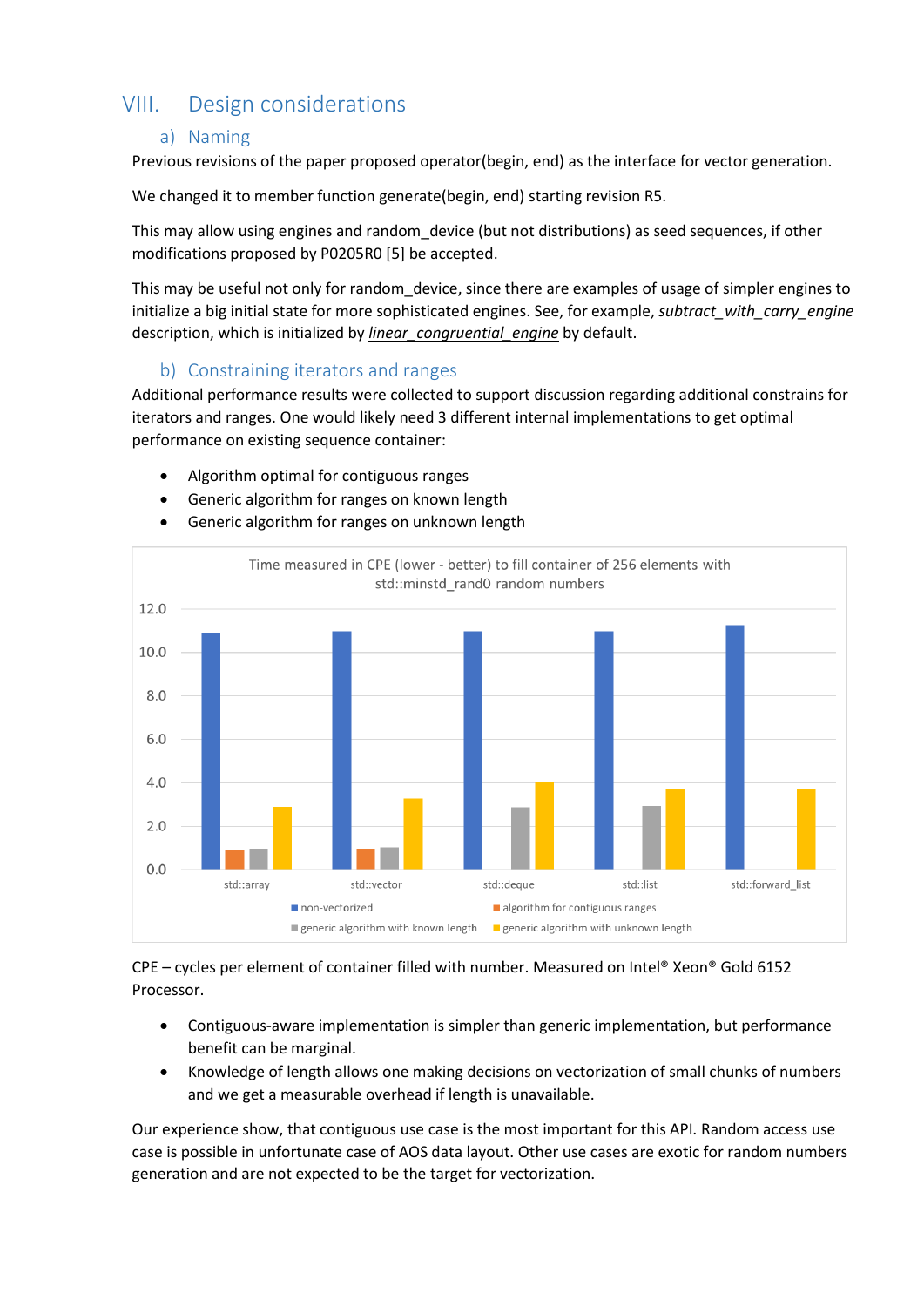## VIII. Design considerations

### a) Naming

Previous revisions of the paper proposed operator(begin, end) as the interface for vector generation.

We changed it to member function generate(begin, end) starting revision R5.

This may allow using engines and random_device (but not distributions) as seed sequences, if other modifications proposed by P0205R0 [5] be accepted.

This may be useful not only for random_device, since there are examples of usage of simpler engines to initialize a big initial state for more sophisticated engines. See, for example, *subtract_with_carry_engine* description, which is initialized by *linear_congruential_engine* by default.

### b) Constraining iterators and ranges

Additional performance results were collected to support discussion regarding additional constrains for iterators and ranges. One would likely need 3 different internal implementations to get optimal performance on existing sequence container:

- Algorithm optimal for contiguous ranges
- Generic algorithm for ranges on known length
- Generic algorithm for ranges on unknown length

Time measured in CPE (lower - better) to fill container of 256 elements with std::minstd_rand0 random numbers

12.0
10.0
8.0
6.0
4.0
2.0
0.0

std::array
std::vector
std::deque
std::list
std::forward_list

non-vectorized
algorithm for contiguous ranges
generic algorithm with known length
generic algorithm with unknown length

CPE – cycles per element of container filled with number. Measured on Intel® Xeon® Gold 6152 Processor.

- Contiguous-aware implementation is simpler than generic implementation, but performance benefit can be marginal.
- Knowledge of length allows one making decisions on vectorization of small chunks of numbers and we get a measurable overhead if length is unavailable.

Our experience show, that contiguous use case is the most important for this API. Random access use case is possible in unfortunate case of AOS data layout. Other use cases are exotic for random numbers generation and are not expected to be the target for vectorization.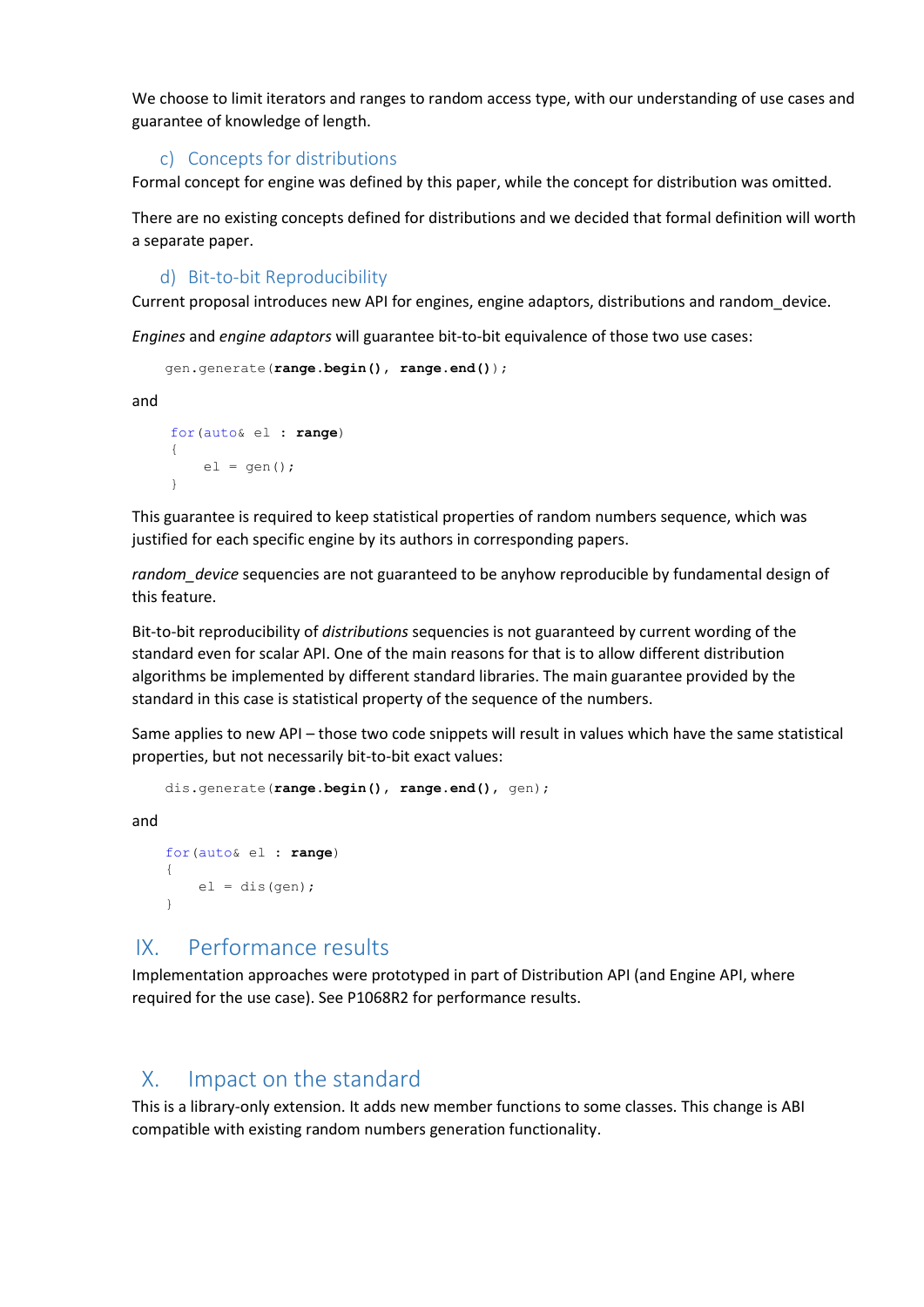We choose to limit iterators and ranges to random access type, with our understanding of use cases and guarantee of knowledge of length.

### c) Concepts for distributions

Formal concept for engine was defined by this paper, while the concept for distribution was omitted.

There are no existing concepts defined for distributions and we decided that formal definition will worth a separate paper.

### d) Bit-to-bit Reproducibility

Current proposal introduces new API for engines, engine adaptors, distributions and random_device.

*Engines* and *engine adaptors* will guarantee bit-to-bit equivalence of those two use cases:

```
gen.generate(range.begin(), range.end());
```

and

```
for(auto& el : range)
{
    el = gen();
}
```

This guarantee is required to keep statistical properties of random numbers sequence, which was justified for each specific engine by its authors in corresponding papers.

*random_device* sequencies are not guaranteed to be anyhow reproducible by fundamental design of this feature.

Bit-to-bit reproducibility of *distributions* sequencies is not guaranteed by current wording of the standard even for scalar API. One of the main reasons for that is to allow different distribution algorithms be implemented by different standard libraries. The main guarantee provided by the standard in this case is statistical property of the sequence of the numbers.

Same applies to new API – those two code snippets will result in values which have the same statistical properties, but not necessarily bit-to-bit exact values:

```
dis.generate(range.begin(), range.end(), gen);
```

and

```
for(auto& el : range)
{
    el = dis(gen);
}
```

## IX. Performance results

Implementation approaches were prototyped in part of Distribution API (and Engine API, where required for the use case). See P1068R2 for performance results.

## X. Impact on the standard

This is a library-only extension. It adds new member functions to some classes. This change is ABI compatible with existing random numbers generation functionality.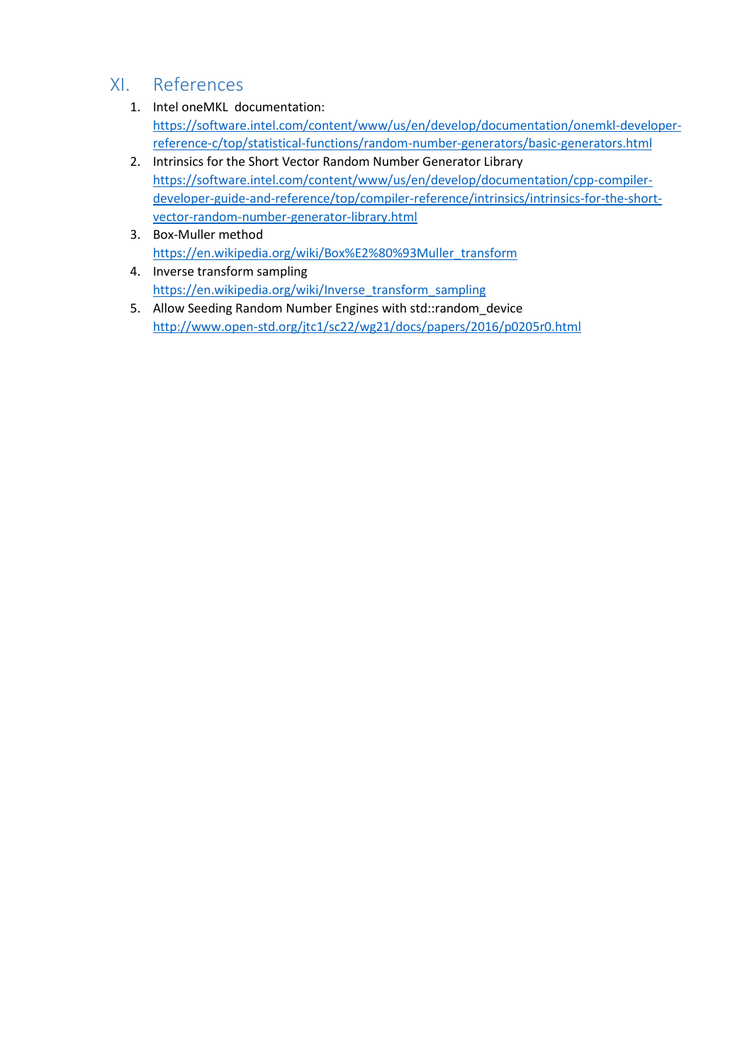## XI. References

1. Intel oneMKL documentation: https://software.intel.com/content/www/us/en/develop/documentation/onemkl-developer-reference-c/top/statistical-functions/random-number-generators/basic-generators.html
2. Intrinsics for the Short Vector Random Number Generator Library https://software.intel.com/content/www/us/en/develop/documentation/cpp-compiler-developer-guide-and-reference/top/compiler-reference/intrinsics/intrinsics-for-the-short-vector-random-number-generator-library.html
3. Box-Muller method https://en.wikipedia.org/wiki/Box%E2%80%93Muller_transform
4. Inverse transform sampling https://en.wikipedia.org/wiki/Inverse_transform_sampling
5. Allow Seeding Random Number Engines with std::random_device http://www.open-std.org/jtc1/sc22/wg21/docs/papers/2016/p0205r0.html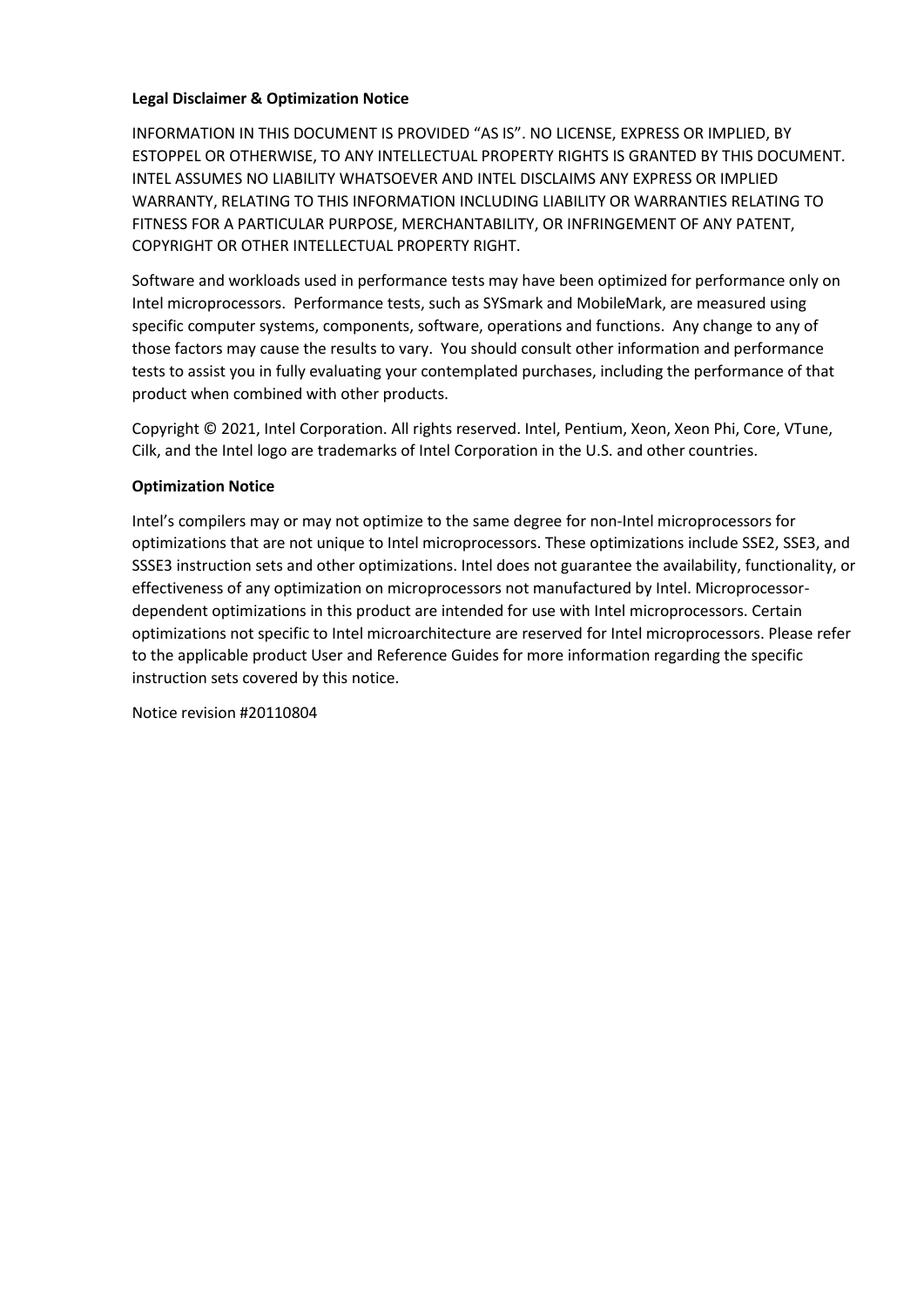**Legal Disclaimer & Optimization Notice**

INFORMATION IN THIS DOCUMENT IS PROVIDED “AS IS”. NO LICENSE, EXPRESS OR IMPLIED, BY ESTOPPEL OR OTHERWISE, TO ANY INTELLECTUAL PROPERTY RIGHTS IS GRANTED BY THIS DOCUMENT. INTEL ASSUMES NO LIABILITY WHATSOEVER AND INTEL DISCLAIMS ANY EXPRESS OR IMPLIED WARRANTY, RELATING TO THIS INFORMATION INCLUDING LIABILITY OR WARRANTIES RELATING TO FITNESS FOR A PARTICULAR PURPOSE, MERCHANTABILITY, OR INFRINGEMENT OF ANY PATENT, COPYRIGHT OR OTHER INTELLECTUAL PROPERTY RIGHT.

Software and workloads used in performance tests may have been optimized for performance only on Intel microprocessors. Performance tests, such as SYSmark and MobileMark, are measured using specific computer systems, components, software, operations and functions. Any change to any of those factors may cause the results to vary. You should consult other information and performance tests to assist you in fully evaluating your contemplated purchases, including the performance of that product when combined with other products.

Copyright © 2021, Intel Corporation. All rights reserved. Intel, Pentium, Xeon, Xeon Phi, Core, VTune, Cilk, and the Intel logo are trademarks of Intel Corporation in the U.S. and other countries.

**Optimization Notice**

Intel’s compilers may or may not optimize to the same degree for non-Intel microprocessors for optimizations that are not unique to Intel microprocessors. These optimizations include SSE2, SSE3, and SSSE3 instruction sets and other optimizations. Intel does not guarantee the availability, functionality, or effectiveness of any optimization on microprocessors not manufactured by Intel. Microprocessor-dependent optimizations in this product are intended for use with Intel microprocessors. Certain optimizations not specific to Intel microarchitecture are reserved for Intel microprocessors. Please refer to the applicable product User and Reference Guides for more information regarding the specific instruction sets covered by this notice.

Notice revision #20110804